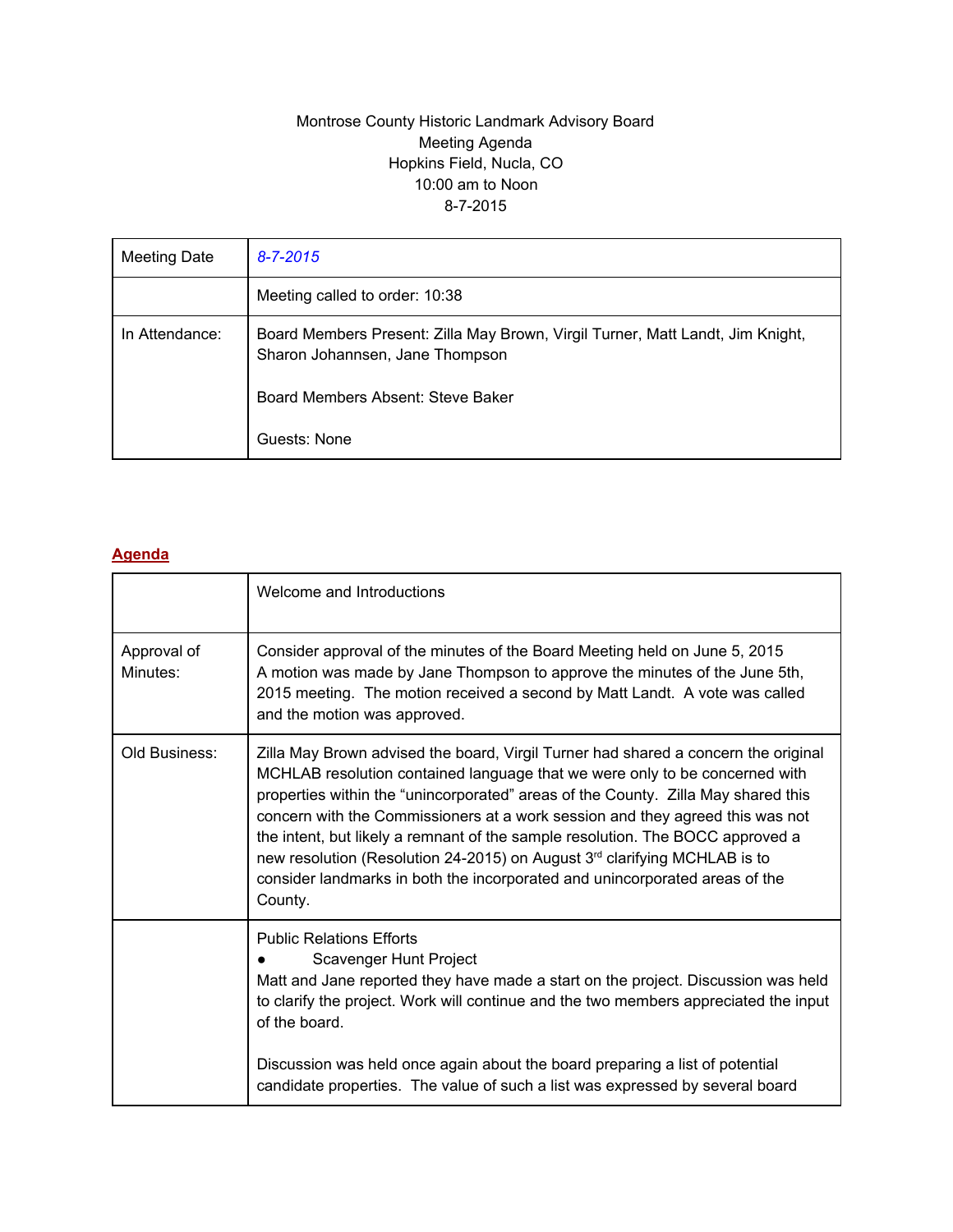Montrose County Historic Landmark Advisory Board
Meeting Agenda
Hopkins Field, Nucla, CO
10:00 am to Noon
8-7-2015

| Meeting Date | *8-7-2015* |
|---|---|
| | Meeting called to order: 10:38 |
| In Attendance: | Board Members Present: Zilla May Brown, Virgil Turner, Matt Landt, Jim Knight, Sharon Johannsen, Jane Thompson<br><br>Board Members Absent: Steve Baker<br><br>Guests: None |

## Agenda

| | Welcome and Introductions |
|---|---|
| Approval of Minutes: | Consider approval of the minutes of the Board Meeting held on June 5, 2015<br>A motion was made by Jane Thompson to approve the minutes of the June 5th, 2015 meeting. The motion received a second by Matt Landt. A vote was called and the motion was approved. |
| Old Business: | Zilla May Brown advised the board, Virgil Turner had shared a concern the original MCHLAB resolution contained language that we were only to be concerned with properties within the "unincorporated" areas of the County. Zilla May shared this concern with the Commissioners at a work session and they agreed this was not the intent, but likely a remnant of the sample resolution. The BOCC approved a new resolution (Resolution 24-2015) on August 3rd clarifying MCHLAB is to consider landmarks in both the incorporated and unincorporated areas of the County. |
| | Public Relations Efforts<br>● Scavenger Hunt Project<br>Matt and Jane reported they have made a start on the project. Discussion was held to clarify the project. Work will continue and the two members appreciated the input of the board.<br><br>Discussion was held once again about the board preparing a list of potential candidate properties. The value of such a list was expressed by several board |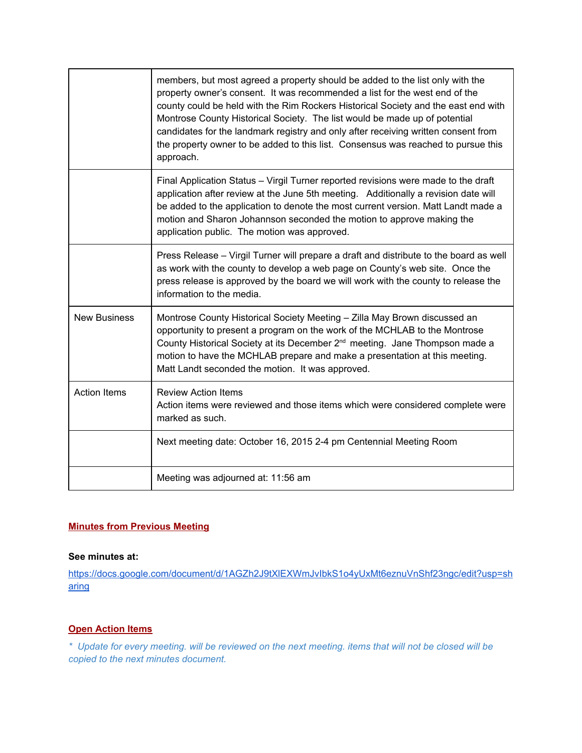| | |
|---|---|
| | members, but most agreed a property should be added to the list only with the property owner's consent. It was recommended a list for the west end of the county could be held with the Rim Rockers Historical Society and the east end with Montrose County Historical Society. The list would be made up of potential candidates for the landmark registry and only after receiving written consent from the property owner to be added to this list. Consensus was reached to pursue this approach. |
| | Final Application Status – Virgil Turner reported revisions were made to the draft application after review at the June 5th meeting. Additionally a revision date will be added to the application to denote the most current version. Matt Landt made a motion and Sharon Johannson seconded the motion to approve making the application public. The motion was approved. |
| | Press Release – Virgil Turner will prepare a draft and distribute to the board as well as work with the county to develop a web page on County's web site. Once the press release is approved by the board we will work with the county to release the information to the media. |
| New Business | Montrose County Historical Society Meeting – Zilla May Brown discussed an opportunity to present a program on the work of the MCHLAB to the Montrose County Historical Society at its December 2nd meeting. Jane Thompson made a motion to have the MCHLAB prepare and make a presentation at this meeting. Matt Landt seconded the motion. It was approved. |
| Action Items | Review Action Items<br>Action items were reviewed and those items which were considered complete were marked as such. |
| | Next meeting date: October 16, 2015 2-4 pm Centennial Meeting Room |
| | Meeting was adjourned at: 11:56 am |

## Minutes from Previous Meeting

**See minutes at:**

https://docs.google.com/document/d/1AGZh2J9tXlEXWmJvIbkS1o4yUxMt6eznuVnShf23ngc/edit?usp=sharing

## Open Action Items

*\* Update for every meeting. will be reviewed on the next meeting. items that will not be closed will be copied to the next minutes document.*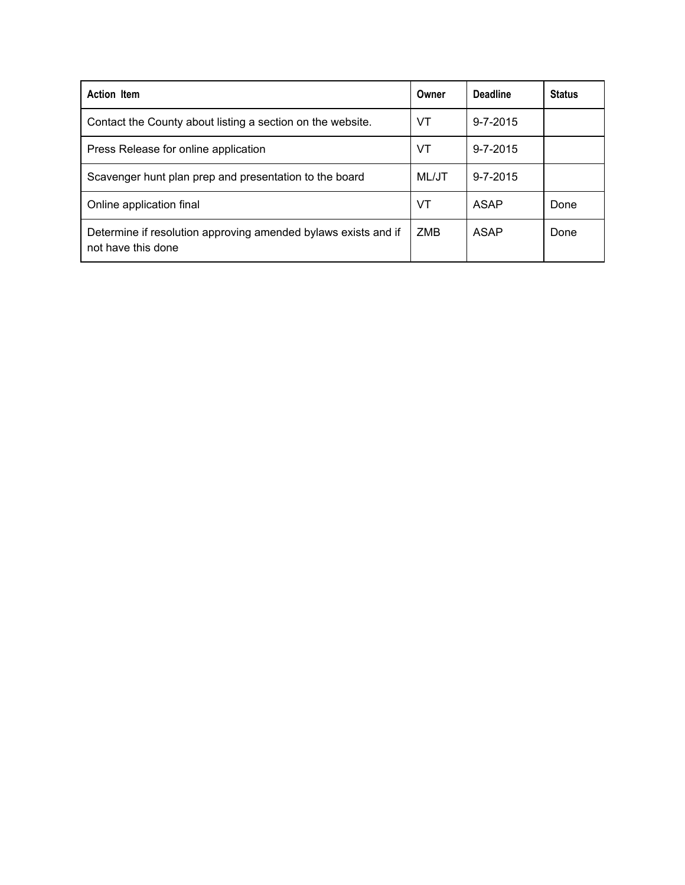| Action Item | Owner | Deadline | Status |
| --- | --- | --- | --- |
| Contact the County about listing a section on the website. | VT | 9-7-2015 | |
| Press Release for online application | VT | 9-7-2015 | |
| Scavenger hunt plan prep and presentation to the board | ML/JT | 9-7-2015 | |
| Online application final | VT | ASAP | Done |
| Determine if resolution approving amended bylaws exists and if not have this done | ZMB | ASAP | Done |